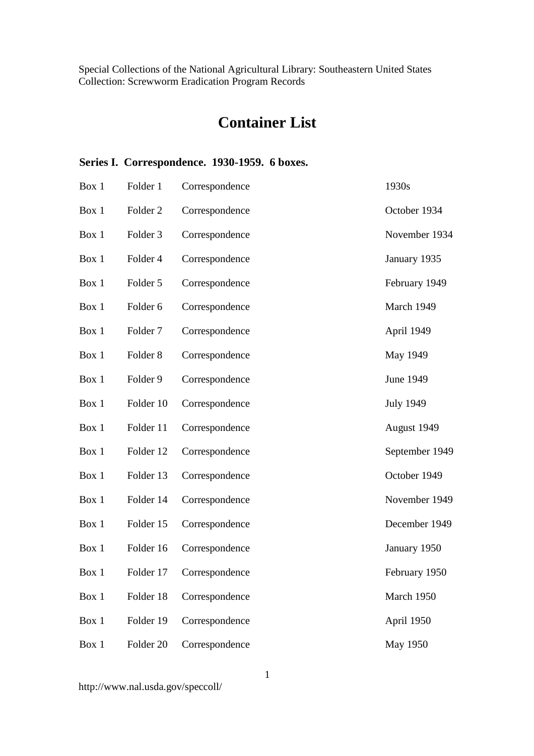Special Collections of the National Agricultural Library: Southeastern United States
Collection: Screwworm Eradication Program Records

# Container List

### Series I. Correspondence. 1930-1959. 6 boxes.

| | | | |
|---|---|---|---|
| Box 1 | Folder 1 | Correspondence | 1930s |
| Box 1 | Folder 2 | Correspondence | October 1934 |
| Box 1 | Folder 3 | Correspondence | November 1934 |
| Box 1 | Folder 4 | Correspondence | January 1935 |
| Box 1 | Folder 5 | Correspondence | February 1949 |
| Box 1 | Folder 6 | Correspondence | March 1949 |
| Box 1 | Folder 7 | Correspondence | April 1949 |
| Box 1 | Folder 8 | Correspondence | May 1949 |
| Box 1 | Folder 9 | Correspondence | June 1949 |
| Box 1 | Folder 10 | Correspondence | July 1949 |
| Box 1 | Folder 11 | Correspondence | August 1949 |
| Box 1 | Folder 12 | Correspondence | September 1949 |
| Box 1 | Folder 13 | Correspondence | October 1949 |
| Box 1 | Folder 14 | Correspondence | November 1949 |
| Box 1 | Folder 15 | Correspondence | December 1949 |
| Box 1 | Folder 16 | Correspondence | January 1950 |
| Box 1 | Folder 17 | Correspondence | February 1950 |
| Box 1 | Folder 18 | Correspondence | March 1950 |
| Box 1 | Folder 19 | Correspondence | April 1950 |
| Box 1 | Folder 20 | Correspondence | May 1950 |

http://www.nal.usda.gov/speccoll/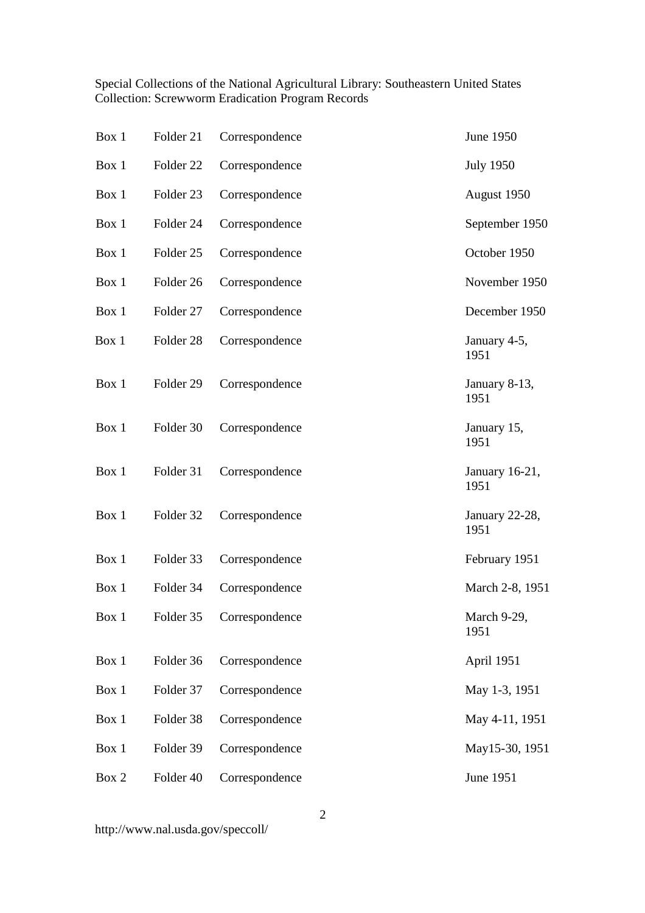Special Collections of the National Agricultural Library: Southeastern United States
Collection: Screwworm Eradication Program Records

| | | | |
|---|---|---|---|
| Box 1 | Folder 21 | Correspondence | June 1950 |
| Box 1 | Folder 22 | Correspondence | July 1950 |
| Box 1 | Folder 23 | Correspondence | August 1950 |
| Box 1 | Folder 24 | Correspondence | September 1950 |
| Box 1 | Folder 25 | Correspondence | October 1950 |
| Box 1 | Folder 26 | Correspondence | November 1950 |
| Box 1 | Folder 27 | Correspondence | December 1950 |
| Box 1 | Folder 28 | Correspondence | January 4-5, 1951 |
| Box 1 | Folder 29 | Correspondence | January 8-13, 1951 |
| Box 1 | Folder 30 | Correspondence | January 15, 1951 |
| Box 1 | Folder 31 | Correspondence | January 16-21, 1951 |
| Box 1 | Folder 32 | Correspondence | January 22-28, 1951 |
| Box 1 | Folder 33 | Correspondence | February 1951 |
| Box 1 | Folder 34 | Correspondence | March 2-8, 1951 |
| Box 1 | Folder 35 | Correspondence | March 9-29, 1951 |
| Box 1 | Folder 36 | Correspondence | April 1951 |
| Box 1 | Folder 37 | Correspondence | May 1-3, 1951 |
| Box 1 | Folder 38 | Correspondence | May 4-11, 1951 |
| Box 1 | Folder 39 | Correspondence | May15-30, 1951 |
| Box 2 | Folder 40 | Correspondence | June 1951 |

http://www.nal.usda.gov/speccoll/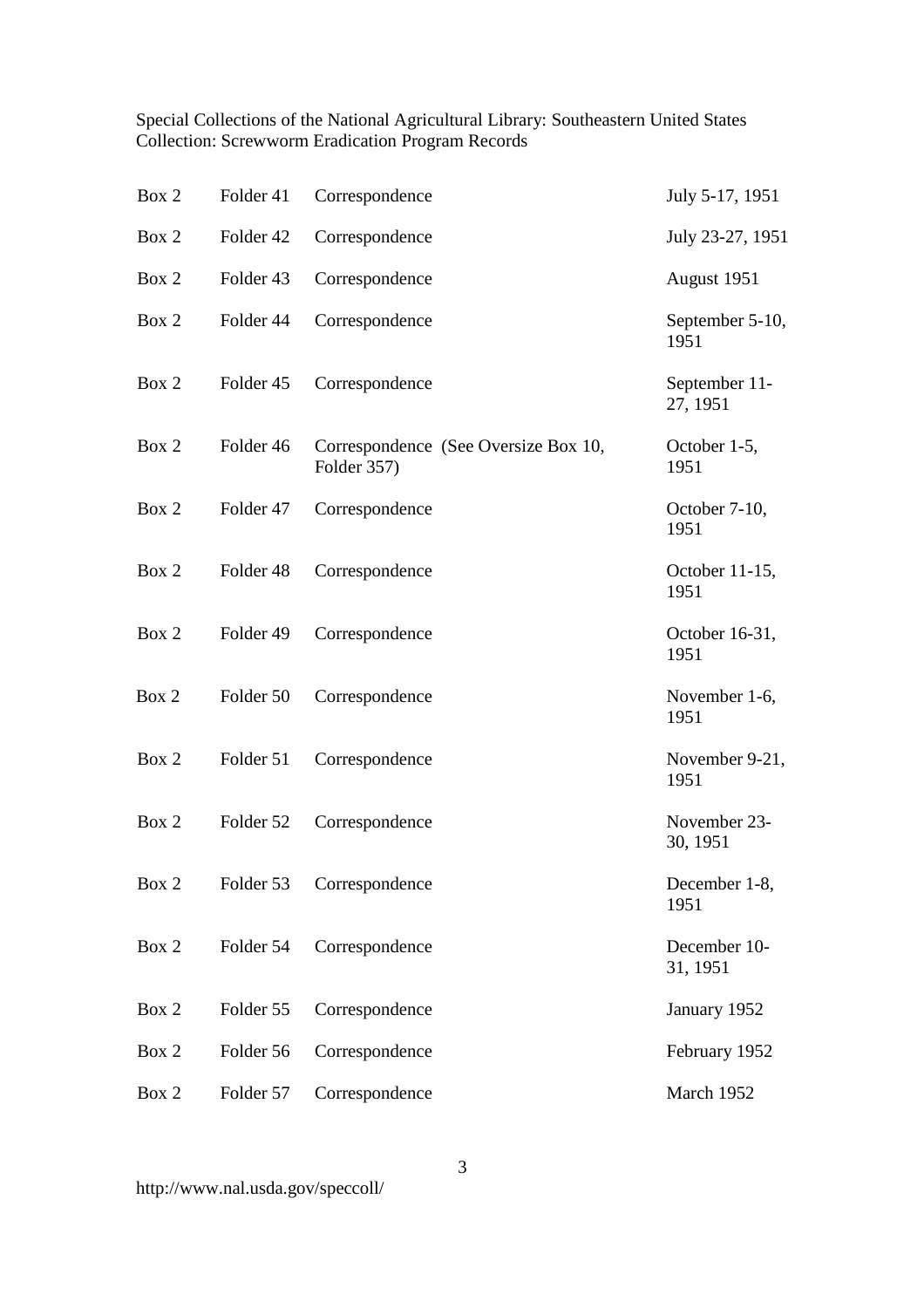| Box | Folder | Description | Date |
|---|---|---|---|
| Box 2 | Folder 41 | Correspondence | July 5-17, 1951 |
| Box 2 | Folder 42 | Correspondence | July 23-27, 1951 |
| Box 2 | Folder 43 | Correspondence | August 1951 |
| Box 2 | Folder 44 | Correspondence | September 5-10, 1951 |
| Box 2 | Folder 45 | Correspondence | September 11-27, 1951 |
| Box 2 | Folder 46 | Correspondence (See Oversize Box 10, Folder 357) | October 1-5, 1951 |
| Box 2 | Folder 47 | Correspondence | October 7-10, 1951 |
| Box 2 | Folder 48 | Correspondence | October 11-15, 1951 |
| Box 2 | Folder 49 | Correspondence | October 16-31, 1951 |
| Box 2 | Folder 50 | Correspondence | November 1-6, 1951 |
| Box 2 | Folder 51 | Correspondence | November 9-21, 1951 |
| Box 2 | Folder 52 | Correspondence | November 23-30, 1951 |
| Box 2 | Folder 53 | Correspondence | December 1-8, 1951 |
| Box 2 | Folder 54 | Correspondence | December 10-31, 1951 |
| Box 2 | Folder 55 | Correspondence | January 1952 |
| Box 2 | Folder 56 | Correspondence | February 1952 |
| Box 2 | Folder 57 | Correspondence | March 1952 |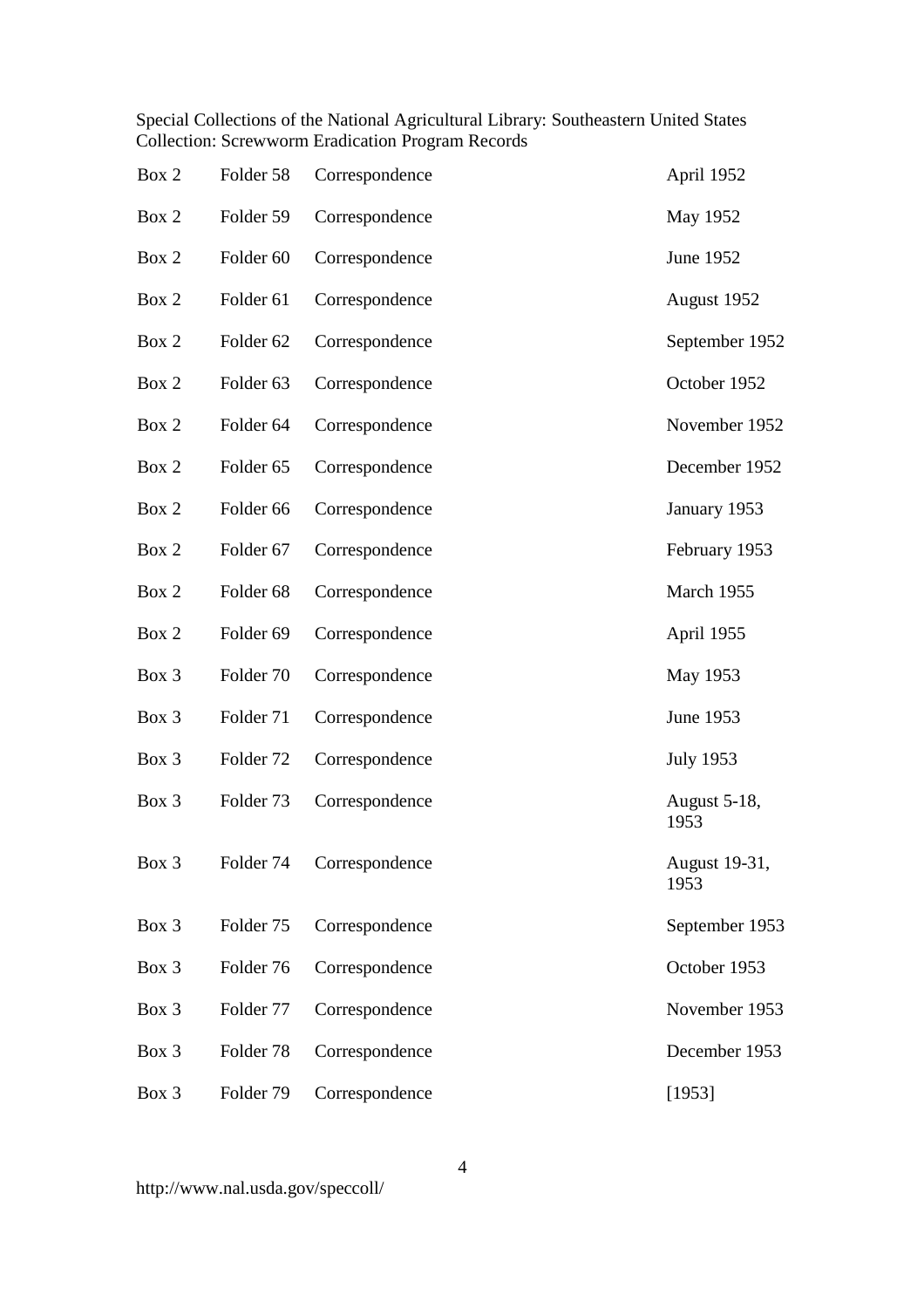| Box | Folder | Description | Date |
|---|---|---|---|
| Box 2 | Folder 58 | Correspondence | April 1952 |
| Box 2 | Folder 59 | Correspondence | May 1952 |
| Box 2 | Folder 60 | Correspondence | June 1952 |
| Box 2 | Folder 61 | Correspondence | August 1952 |
| Box 2 | Folder 62 | Correspondence | September 1952 |
| Box 2 | Folder 63 | Correspondence | October 1952 |
| Box 2 | Folder 64 | Correspondence | November 1952 |
| Box 2 | Folder 65 | Correspondence | December 1952 |
| Box 2 | Folder 66 | Correspondence | January 1953 |
| Box 2 | Folder 67 | Correspondence | February 1953 |
| Box 2 | Folder 68 | Correspondence | March 1955 |
| Box 2 | Folder 69 | Correspondence | April 1955 |
| Box 3 | Folder 70 | Correspondence | May 1953 |
| Box 3 | Folder 71 | Correspondence | June 1953 |
| Box 3 | Folder 72 | Correspondence | July 1953 |
| Box 3 | Folder 73 | Correspondence | August 5-18, 1953 |
| Box 3 | Folder 74 | Correspondence | August 19-31, 1953 |
| Box 3 | Folder 75 | Correspondence | September 1953 |
| Box 3 | Folder 76 | Correspondence | October 1953 |
| Box 3 | Folder 77 | Correspondence | November 1953 |
| Box 3 | Folder 78 | Correspondence | December 1953 |
| Box 3 | Folder 79 | Correspondence | [1953] |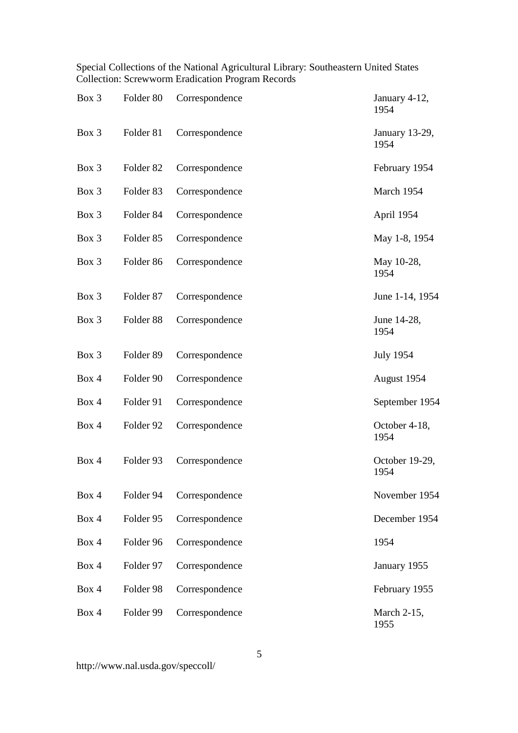Special Collections of the National Agricultural Library: Southeastern United States Collection: Screwworm Eradication Program Records

| | | | |
|---|---|---|---|
| Box 3 | Folder 80 | Correspondence | January 4-12, 1954 |
| Box 3 | Folder 81 | Correspondence | January 13-29, 1954 |
| Box 3 | Folder 82 | Correspondence | February 1954 |
| Box 3 | Folder 83 | Correspondence | March 1954 |
| Box 3 | Folder 84 | Correspondence | April 1954 |
| Box 3 | Folder 85 | Correspondence | May 1-8, 1954 |
| Box 3 | Folder 86 | Correspondence | May 10-28, 1954 |
| Box 3 | Folder 87 | Correspondence | June 1-14, 1954 |
| Box 3 | Folder 88 | Correspondence | June 14-28, 1954 |
| Box 3 | Folder 89 | Correspondence | July 1954 |
| Box 4 | Folder 90 | Correspondence | August 1954 |
| Box 4 | Folder 91 | Correspondence | September 1954 |
| Box 4 | Folder 92 | Correspondence | October 4-18, 1954 |
| Box 4 | Folder 93 | Correspondence | October 19-29, 1954 |
| Box 4 | Folder 94 | Correspondence | November 1954 |
| Box 4 | Folder 95 | Correspondence | December 1954 |
| Box 4 | Folder 96 | Correspondence | 1954 |
| Box 4 | Folder 97 | Correspondence | January 1955 |
| Box 4 | Folder 98 | Correspondence | February 1955 |
| Box 4 | Folder 99 | Correspondence | March 2-15, 1955 |

http://www.nal.usda.gov/speccoll/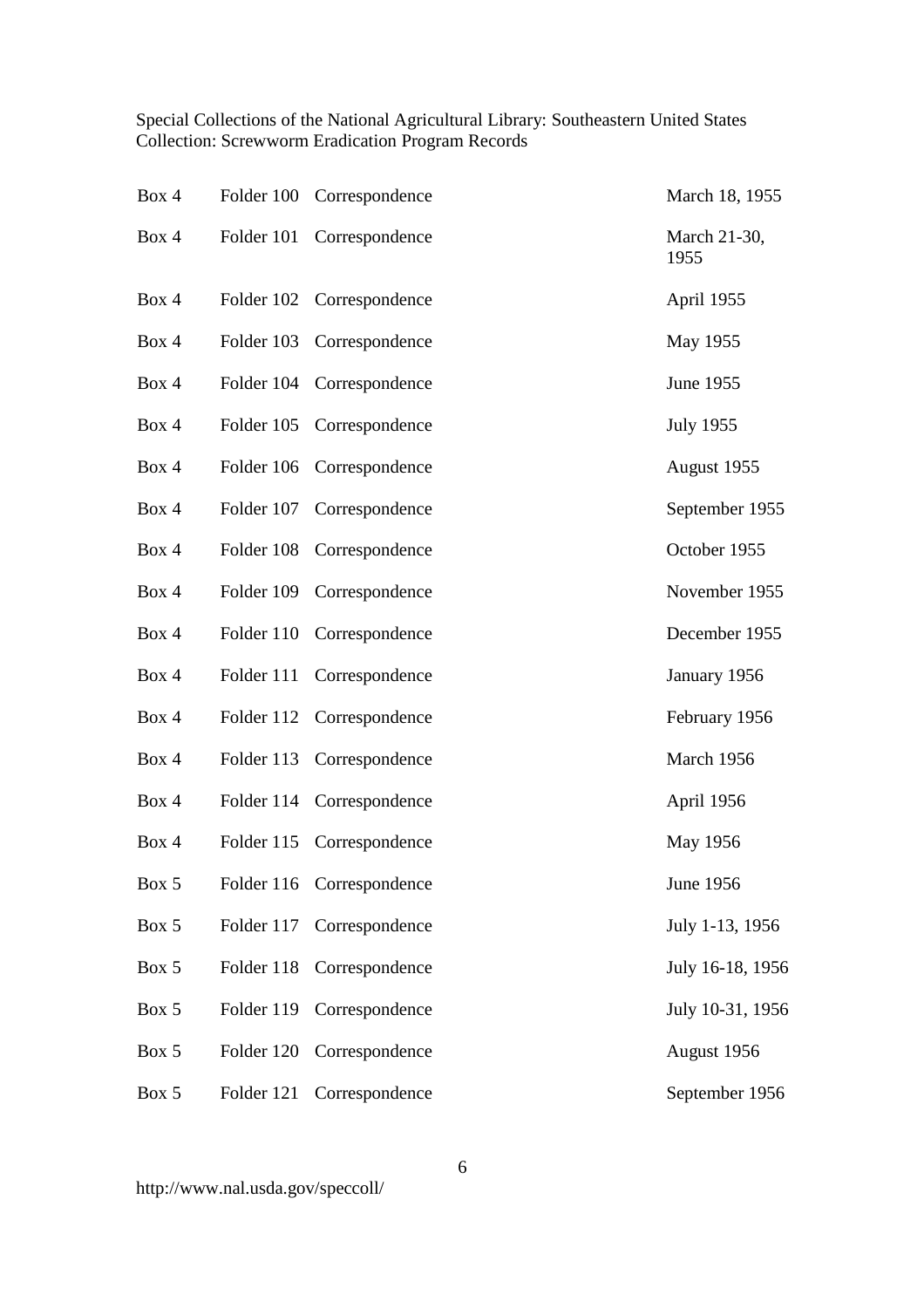| | | | |
|---|---|---|---|
| Box 4 | Folder 100 | Correspondence | March 18, 1955 |
| Box 4 | Folder 101 | Correspondence | March 21-30, 1955 |
| Box 4 | Folder 102 | Correspondence | April 1955 |
| Box 4 | Folder 103 | Correspondence | May 1955 |
| Box 4 | Folder 104 | Correspondence | June 1955 |
| Box 4 | Folder 105 | Correspondence | July 1955 |
| Box 4 | Folder 106 | Correspondence | August 1955 |
| Box 4 | Folder 107 | Correspondence | September 1955 |
| Box 4 | Folder 108 | Correspondence | October 1955 |
| Box 4 | Folder 109 | Correspondence | November 1955 |
| Box 4 | Folder 110 | Correspondence | December 1955 |
| Box 4 | Folder 111 | Correspondence | January 1956 |
| Box 4 | Folder 112 | Correspondence | February 1956 |
| Box 4 | Folder 113 | Correspondence | March 1956 |
| Box 4 | Folder 114 | Correspondence | April 1956 |
| Box 4 | Folder 115 | Correspondence | May 1956 |
| Box 5 | Folder 116 | Correspondence | June 1956 |
| Box 5 | Folder 117 | Correspondence | July 1-13, 1956 |
| Box 5 | Folder 118 | Correspondence | July 16-18, 1956 |
| Box 5 | Folder 119 | Correspondence | July 10-31, 1956 |
| Box 5 | Folder 120 | Correspondence | August 1956 |
| Box 5 | Folder 121 | Correspondence | September 1956 |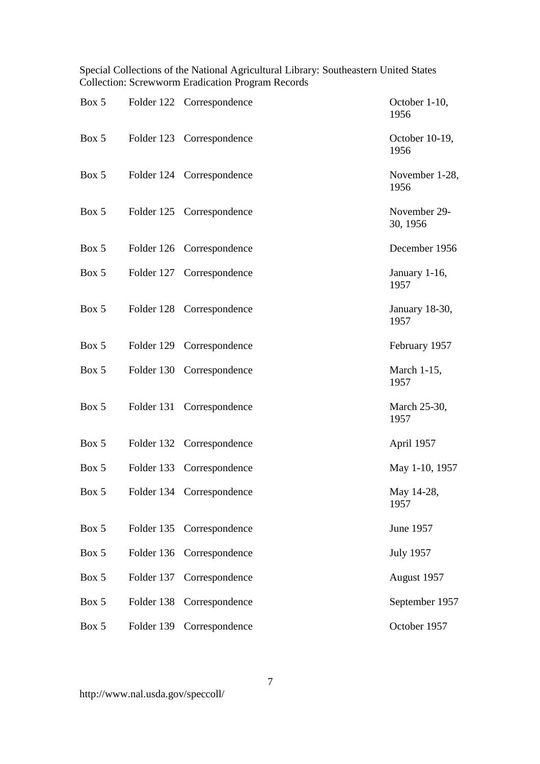Special Collections of the National Agricultural Library: Southeastern United States Collection: Screwworm Eradication Program Records

| | | | |
|---|---|---|---|
| Box 5 | Folder 122 | Correspondence | October 1-10, 1956 |
| Box 5 | Folder 123 | Correspondence | October 10-19, 1956 |
| Box 5 | Folder 124 | Correspondence | November 1-28, 1956 |
| Box 5 | Folder 125 | Correspondence | November 29-30, 1956 |
| Box 5 | Folder 126 | Correspondence | December 1956 |
| Box 5 | Folder 127 | Correspondence | January 1-16, 1957 |
| Box 5 | Folder 128 | Correspondence | January 18-30, 1957 |
| Box 5 | Folder 129 | Correspondence | February 1957 |
| Box 5 | Folder 130 | Correspondence | March 1-15, 1957 |
| Box 5 | Folder 131 | Correspondence | March 25-30, 1957 |
| Box 5 | Folder 132 | Correspondence | April 1957 |
| Box 5 | Folder 133 | Correspondence | May 1-10, 1957 |
| Box 5 | Folder 134 | Correspondence | May 14-28, 1957 |
| Box 5 | Folder 135 | Correspondence | June 1957 |
| Box 5 | Folder 136 | Correspondence | July 1957 |
| Box 5 | Folder 137 | Correspondence | August 1957 |
| Box 5 | Folder 138 | Correspondence | September 1957 |
| Box 5 | Folder 139 | Correspondence | October 1957 |

http://www.nal.usda.gov/speccoll/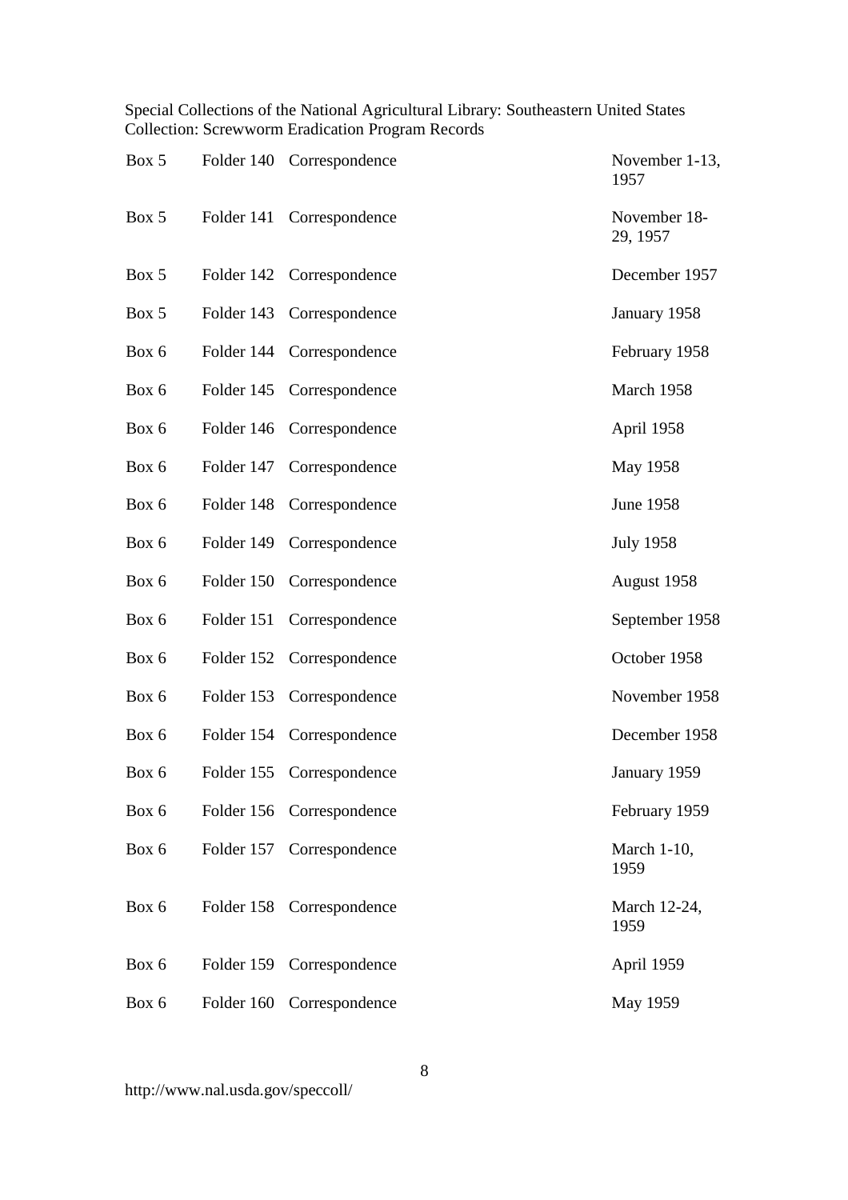| Box | Folder | Description | Date |
|---|---|---|---|
| Box 5 | Folder 140 | Correspondence | November 1-13, 1957 |
| Box 5 | Folder 141 | Correspondence | November 18-29, 1957 |
| Box 5 | Folder 142 | Correspondence | December 1957 |
| Box 5 | Folder 143 | Correspondence | January 1958 |
| Box 6 | Folder 144 | Correspondence | February 1958 |
| Box 6 | Folder 145 | Correspondence | March 1958 |
| Box 6 | Folder 146 | Correspondence | April 1958 |
| Box 6 | Folder 147 | Correspondence | May 1958 |
| Box 6 | Folder 148 | Correspondence | June 1958 |
| Box 6 | Folder 149 | Correspondence | July 1958 |
| Box 6 | Folder 150 | Correspondence | August 1958 |
| Box 6 | Folder 151 | Correspondence | September 1958 |
| Box 6 | Folder 152 | Correspondence | October 1958 |
| Box 6 | Folder 153 | Correspondence | November 1958 |
| Box 6 | Folder 154 | Correspondence | December 1958 |
| Box 6 | Folder 155 | Correspondence | January 1959 |
| Box 6 | Folder 156 | Correspondence | February 1959 |
| Box 6 | Folder 157 | Correspondence | March 1-10, 1959 |
| Box 6 | Folder 158 | Correspondence | March 12-24, 1959 |
| Box 6 | Folder 159 | Correspondence | April 1959 |
| Box 6 | Folder 160 | Correspondence | May 1959 |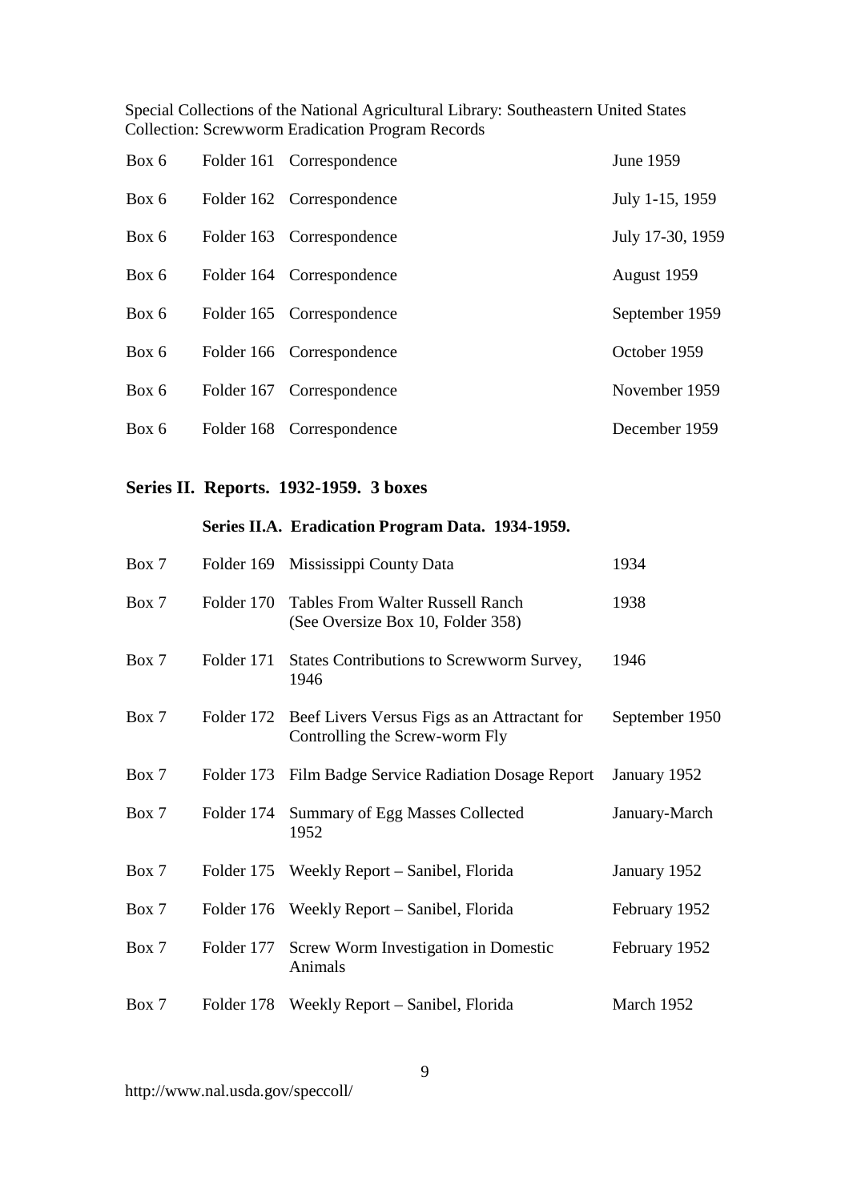| Box | Folder | Description | Date |
|---|---|---|---|
| Box 6 | Folder 161 | Correspondence | June 1959 |
| Box 6 | Folder 162 | Correspondence | July 1-15, 1959 |
| Box 6 | Folder 163 | Correspondence | July 17-30, 1959 |
| Box 6 | Folder 164 | Correspondence | August 1959 |
| Box 6 | Folder 165 | Correspondence | September 1959 |
| Box 6 | Folder 166 | Correspondence | October 1959 |
| Box 6 | Folder 167 | Correspondence | November 1959 |
| Box 6 | Folder 168 | Correspondence | December 1959 |

## Series II. Reports. 1932-1959. 3 boxes

### Series II.A. Eradication Program Data. 1934-1959.

| Box | Folder | Description | Date |
|---|---|---|---|
| Box 7 | Folder 169 | Mississippi County Data | 1934 |
| Box 7 | Folder 170 | Tables From Walter Russell Ranch (See Oversize Box 10, Folder 358) | 1938 |
| Box 7 | Folder 171 | States Contributions to Screwworm Survey, 1946 | 1946 |
| Box 7 | Folder 172 | Beef Livers Versus Figs as an Attractant for Controlling the Screw-worm Fly | September 1950 |
| Box 7 | Folder 173 | Film Badge Service Radiation Dosage Report | January 1952 |
| Box 7 | Folder 174 | Summary of Egg Masses Collected 1952 | January-March |
| Box 7 | Folder 175 | Weekly Report – Sanibel, Florida | January 1952 |
| Box 7 | Folder 176 | Weekly Report – Sanibel, Florida | February 1952 |
| Box 7 | Folder 177 | Screw Worm Investigation in Domestic Animals | February 1952 |
| Box 7 | Folder 178 | Weekly Report – Sanibel, Florida | March 1952 |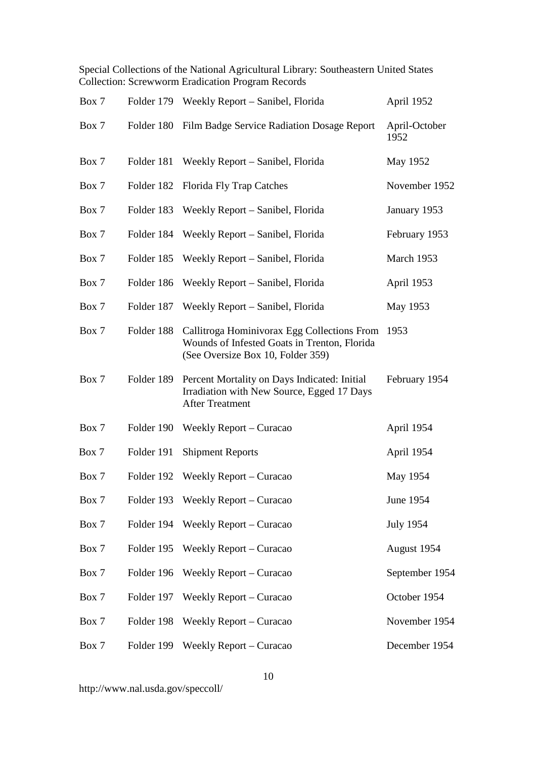| Box | Folder | Title | Date |
|---|---|---|---|
| Box 7 | Folder 179 | Weekly Report – Sanibel, Florida | April 1952 |
| Box 7 | Folder 180 | Film Badge Service Radiation Dosage Report | April-October 1952 |
| Box 7 | Folder 181 | Weekly Report – Sanibel, Florida | May 1952 |
| Box 7 | Folder 182 | Florida Fly Trap Catches | November 1952 |
| Box 7 | Folder 183 | Weekly Report – Sanibel, Florida | January 1953 |
| Box 7 | Folder 184 | Weekly Report – Sanibel, Florida | February 1953 |
| Box 7 | Folder 185 | Weekly Report – Sanibel, Florida | March 1953 |
| Box 7 | Folder 186 | Weekly Report – Sanibel, Florida | April 1953 |
| Box 7 | Folder 187 | Weekly Report – Sanibel, Florida | May 1953 |
| Box 7 | Folder 188 | Callitroga Hominivorax Egg Collections From Wounds of Infested Goats in Trenton, Florida (See Oversize Box 10, Folder 359) | 1953 |
| Box 7 | Folder 189 | Percent Mortality on Days Indicated: Initial Irradiation with New Source, Egged 17 Days After Treatment | February 1954 |
| Box 7 | Folder 190 | Weekly Report – Curacao | April 1954 |
| Box 7 | Folder 191 | Shipment Reports | April 1954 |
| Box 7 | Folder 192 | Weekly Report – Curacao | May 1954 |
| Box 7 | Folder 193 | Weekly Report – Curacao | June 1954 |
| Box 7 | Folder 194 | Weekly Report – Curacao | July 1954 |
| Box 7 | Folder 195 | Weekly Report – Curacao | August 1954 |
| Box 7 | Folder 196 | Weekly Report – Curacao | September 1954 |
| Box 7 | Folder 197 | Weekly Report – Curacao | October 1954 |
| Box 7 | Folder 198 | Weekly Report – Curacao | November 1954 |
| Box 7 | Folder 199 | Weekly Report – Curacao | December 1954 |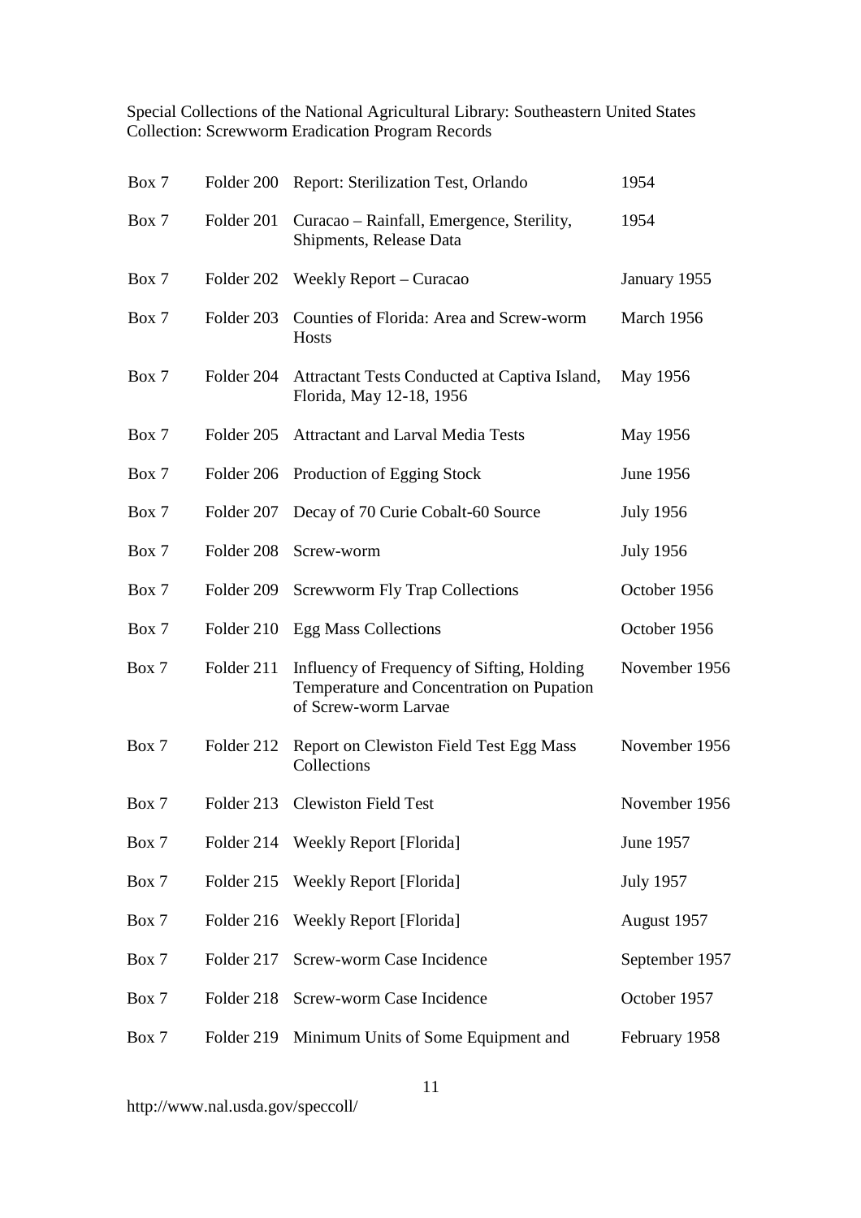Special Collections of the National Agricultural Library: Southeastern United States
Collection: Screwworm Eradication Program Records

| | | | |
|---|---|---|---|
| Box 7 | Folder 200 | Report: Sterilization Test, Orlando | 1954 |
| Box 7 | Folder 201 | Curacao – Rainfall, Emergence, Sterility, Shipments, Release Data | 1954 |
| Box 7 | Folder 202 | Weekly Report – Curacao | January 1955 |
| Box 7 | Folder 203 | Counties of Florida: Area and Screw-worm Hosts | March 1956 |
| Box 7 | Folder 204 | Attractant Tests Conducted at Captiva Island, Florida, May 12-18, 1956 | May 1956 |
| Box 7 | Folder 205 | Attractant and Larval Media Tests | May 1956 |
| Box 7 | Folder 206 | Production of Egging Stock | June 1956 |
| Box 7 | Folder 207 | Decay of 70 Curie Cobalt-60 Source | July 1956 |
| Box 7 | Folder 208 | Screw-worm | July 1956 |
| Box 7 | Folder 209 | Screwworm Fly Trap Collections | October 1956 |
| Box 7 | Folder 210 | Egg Mass Collections | October 1956 |
| Box 7 | Folder 211 | Influency of Frequency of Sifting, Holding Temperature and Concentration on Pupation of Screw-worm Larvae | November 1956 |
| Box 7 | Folder 212 | Report on Clewiston Field Test Egg Mass Collections | November 1956 |
| Box 7 | Folder 213 | Clewiston Field Test | November 1956 |
| Box 7 | Folder 214 | Weekly Report [Florida] | June 1957 |
| Box 7 | Folder 215 | Weekly Report [Florida] | July 1957 |
| Box 7 | Folder 216 | Weekly Report [Florida] | August 1957 |
| Box 7 | Folder 217 | Screw-worm Case Incidence | September 1957 |
| Box 7 | Folder 218 | Screw-worm Case Incidence | October 1957 |
| Box 7 | Folder 219 | Minimum Units of Some Equipment and | February 1958 |

http://www.nal.usda.gov/speccoll/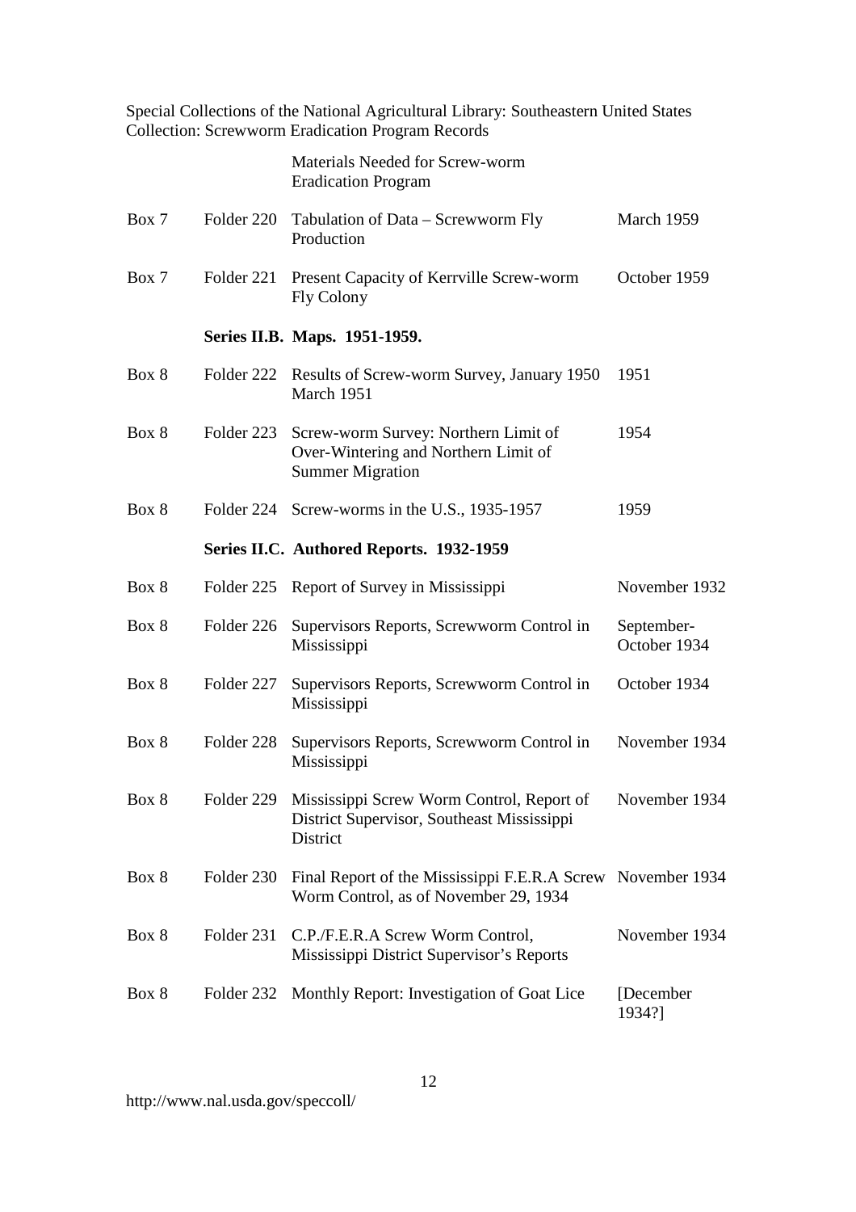| | | | |
|---|---|---|---|
| | | Materials Needed for Screw-worm Eradication Program | |
| Box 7 | Folder 220 | Tabulation of Data – Screwworm Fly Production | March 1959 |
| Box 7 | Folder 221 | Present Capacity of Kerrville Screw-worm Fly Colony | October 1959 |

**Series II.B. Maps. 1951-1959.**

| | | | |
|---|---|---|---|
| Box 8 | Folder 222 | Results of Screw-worm Survey, January 1950 March 1951 | 1951 |
| Box 8 | Folder 223 | Screw-worm Survey: Northern Limit of Over-Wintering and Northern Limit of Summer Migration | 1954 |
| Box 8 | Folder 224 | Screw-worms in the U.S., 1935-1957 | 1959 |

**Series II.C. Authored Reports. 1932-1959**

| | | | |
|---|---|---|---|
| Box 8 | Folder 225 | Report of Survey in Mississippi | November 1932 |
| Box 8 | Folder 226 | Supervisors Reports, Screwworm Control in Mississippi | September-October 1934 |
| Box 8 | Folder 227 | Supervisors Reports, Screwworm Control in Mississippi | October 1934 |
| Box 8 | Folder 228 | Supervisors Reports, Screwworm Control in Mississippi | November 1934 |
| Box 8 | Folder 229 | Mississippi Screw Worm Control, Report of District Supervisor, Southeast Mississippi District | November 1934 |
| Box 8 | Folder 230 | Final Report of the Mississippi F.E.R.A Screw Worm Control, as of November 29, 1934 | November 1934 |
| Box 8 | Folder 231 | C.P./F.E.R.A Screw Worm Control, Mississippi District Supervisor's Reports | November 1934 |
| Box 8 | Folder 232 | Monthly Report: Investigation of Goat Lice | [December 1934?] |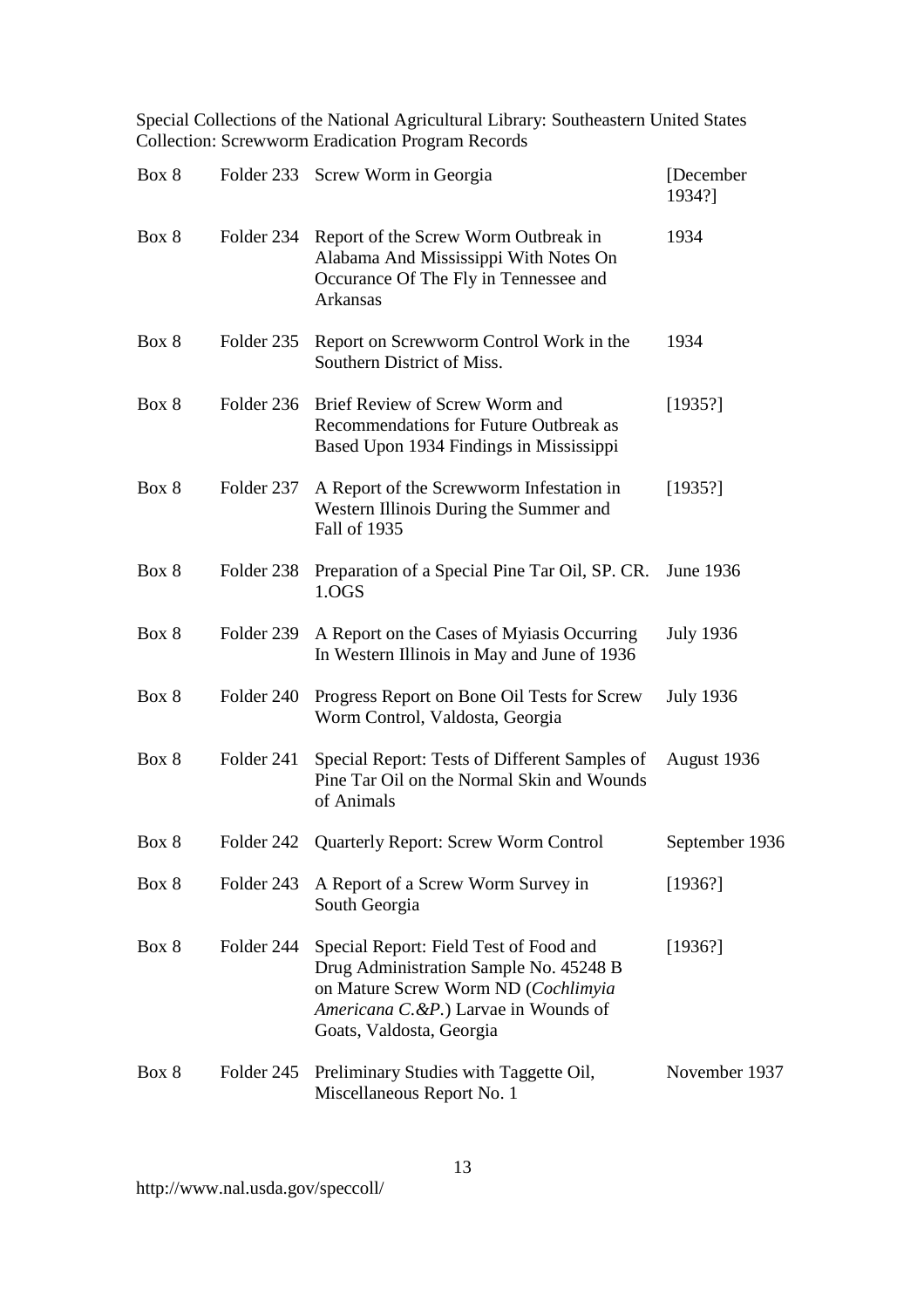Special Collections of the National Agricultural Library: Southeastern United States Collection: Screwworm Eradication Program Records

| | | | |
|---|---|---|---|
| Box 8 | Folder 233 | Screw Worm in Georgia | [December 1934?] |
| Box 8 | Folder 234 | Report of the Screw Worm Outbreak in Alabama And Mississippi With Notes On Occurance Of The Fly in Tennessee and Arkansas | 1934 |
| Box 8 | Folder 235 | Report on Screwworm Control Work in the Southern District of Miss. | 1934 |
| Box 8 | Folder 236 | Brief Review of Screw Worm and Recommendations for Future Outbreak as Based Upon 1934 Findings in Mississippi | [1935?] |
| Box 8 | Folder 237 | A Report of the Screwworm Infestation in Western Illinois During the Summer and Fall of 1935 | [1935?] |
| Box 8 | Folder 238 | Preparation of a Special Pine Tar Oil, SP. CR. 1.OGS | June 1936 |
| Box 8 | Folder 239 | A Report on the Cases of Myiasis Occurring In Western Illinois in May and June of 1936 | July 1936 |
| Box 8 | Folder 240 | Progress Report on Bone Oil Tests for Screw Worm Control, Valdosta, Georgia | July 1936 |
| Box 8 | Folder 241 | Special Report: Tests of Different Samples of Pine Tar Oil on the Normal Skin and Wounds of Animals | August 1936 |
| Box 8 | Folder 242 | Quarterly Report: Screw Worm Control | September 1936 |
| Box 8 | Folder 243 | A Report of a Screw Worm Survey in South Georgia | [1936?] |
| Box 8 | Folder 244 | Special Report: Field Test of Food and Drug Administration Sample No. 45248 B on Mature Screw Worm ND (*Cochlimyia Americana C.&P.*) Larvae in Wounds of Goats, Valdosta, Georgia | [1936?] |
| Box 8 | Folder 245 | Preliminary Studies with Taggette Oil, Miscellaneous Report No. 1 | November 1937 |

http://www.nal.usda.gov/speccoll/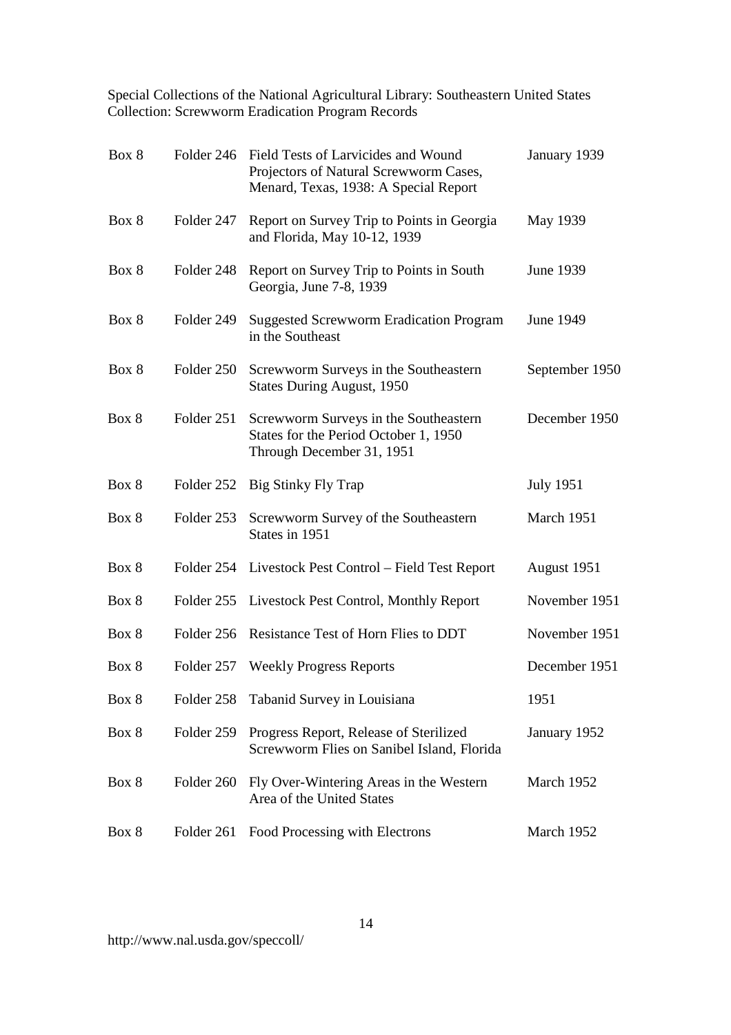Special Collections of the National Agricultural Library: Southeastern United States Collection: Screwworm Eradication Program Records

| | | | |
|---|---|---|---|
| Box 8 | Folder 246 | Field Tests of Larvicides and Wound Projectors of Natural Screwworm Cases, Menard, Texas, 1938: A Special Report | January 1939 |
| Box 8 | Folder 247 | Report on Survey Trip to Points in Georgia and Florida, May 10-12, 1939 | May 1939 |
| Box 8 | Folder 248 | Report on Survey Trip to Points in South Georgia, June 7-8, 1939 | June 1939 |
| Box 8 | Folder 249 | Suggested Screwworm Eradication Program in the Southeast | June 1949 |
| Box 8 | Folder 250 | Screwworm Surveys in the Southeastern States During August, 1950 | September 1950 |
| Box 8 | Folder 251 | Screwworm Surveys in the Southeastern States for the Period October 1, 1950 Through December 31, 1951 | December 1950 |
| Box 8 | Folder 252 | Big Stinky Fly Trap | July 1951 |
| Box 8 | Folder 253 | Screwworm Survey of the Southeastern States in 1951 | March 1951 |
| Box 8 | Folder 254 | Livestock Pest Control – Field Test Report | August 1951 |
| Box 8 | Folder 255 | Livestock Pest Control, Monthly Report | November 1951 |
| Box 8 | Folder 256 | Resistance Test of Horn Flies to DDT | November 1951 |
| Box 8 | Folder 257 | Weekly Progress Reports | December 1951 |
| Box 8 | Folder 258 | Tabanid Survey in Louisiana | 1951 |
| Box 8 | Folder 259 | Progress Report, Release of Sterilized Screwworm Flies on Sanibel Island, Florida | January 1952 |
| Box 8 | Folder 260 | Fly Over-Wintering Areas in the Western Area of the United States | March 1952 |
| Box 8 | Folder 261 | Food Processing with Electrons | March 1952 |

http://www.nal.usda.gov/speccoll/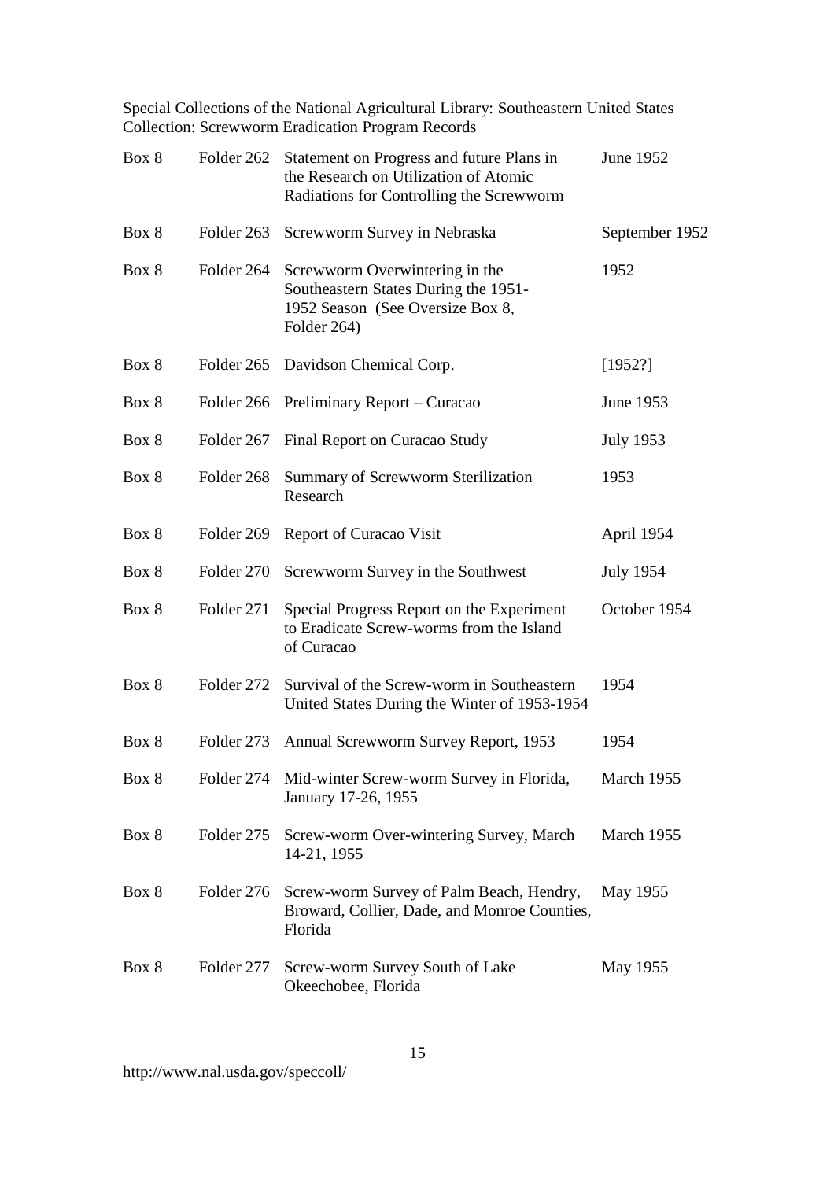| | | | |
|---|---|---|---|
| Box 8 | Folder 262 | Statement on Progress and future Plans in the Research on Utilization of Atomic Radiations for Controlling the Screwworm | June 1952 |
| Box 8 | Folder 263 | Screwworm Survey in Nebraska | September 1952 |
| Box 8 | Folder 264 | Screwworm Overwintering in the Southeastern States During the 1951-1952 Season (See Oversize Box 8, Folder 264) | 1952 |
| Box 8 | Folder 265 | Davidson Chemical Corp. | [1952?] |
| Box 8 | Folder 266 | Preliminary Report – Curacao | June 1953 |
| Box 8 | Folder 267 | Final Report on Curacao Study | July 1953 |
| Box 8 | Folder 268 | Summary of Screwworm Sterilization Research | 1953 |
| Box 8 | Folder 269 | Report of Curacao Visit | April 1954 |
| Box 8 | Folder 270 | Screwworm Survey in the Southwest | July 1954 |
| Box 8 | Folder 271 | Special Progress Report on the Experiment to Eradicate Screw-worms from the Island of Curacao | October 1954 |
| Box 8 | Folder 272 | Survival of the Screw-worm in Southeastern United States During the Winter of 1953-1954 | 1954 |
| Box 8 | Folder 273 | Annual Screwworm Survey Report, 1953 | 1954 |
| Box 8 | Folder 274 | Mid-winter Screw-worm Survey in Florida, January 17-26, 1955 | March 1955 |
| Box 8 | Folder 275 | Screw-worm Over-wintering Survey, March 14-21, 1955 | March 1955 |
| Box 8 | Folder 276 | Screw-worm Survey of Palm Beach, Hendry, Broward, Collier, Dade, and Monroe Counties, Florida | May 1955 |
| Box 8 | Folder 277 | Screw-worm Survey South of Lake Okeechobee, Florida | May 1955 |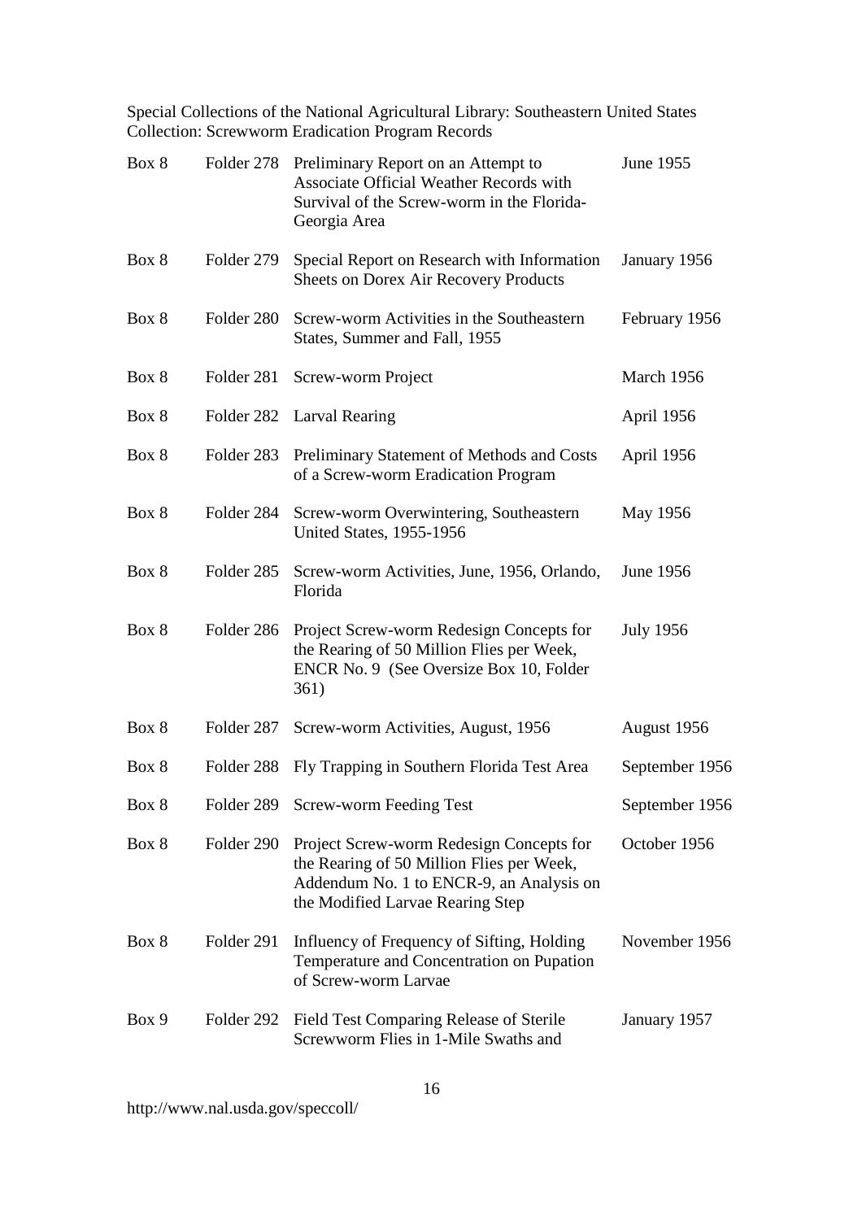Special Collections of the National Agricultural Library: Southeastern United States Collection: Screwworm Eradication Program Records

| | | | |
|---|---|---|---|
| Box 8 | Folder 278 | Preliminary Report on an Attempt to Associate Official Weather Records with Survival of the Screw-worm in the Florida-Georgia Area | June 1955 |
| Box 8 | Folder 279 | Special Report on Research with Information Sheets on Dorex Air Recovery Products | January 1956 |
| Box 8 | Folder 280 | Screw-worm Activities in the Southeastern States, Summer and Fall, 1955 | February 1956 |
| Box 8 | Folder 281 | Screw-worm Project | March 1956 |
| Box 8 | Folder 282 | Larval Rearing | April 1956 |
| Box 8 | Folder 283 | Preliminary Statement of Methods and Costs of a Screw-worm Eradication Program | April 1956 |
| Box 8 | Folder 284 | Screw-worm Overwintering, Southeastern United States, 1955-1956 | May 1956 |
| Box 8 | Folder 285 | Screw-worm Activities, June, 1956, Orlando, Florida | June 1956 |
| Box 8 | Folder 286 | Project Screw-worm Redesign Concepts for the Rearing of 50 Million Flies per Week, ENCR No. 9 (See Oversize Box 10, Folder 361) | July 1956 |
| Box 8 | Folder 287 | Screw-worm Activities, August, 1956 | August 1956 |
| Box 8 | Folder 288 | Fly Trapping in Southern Florida Test Area | September 1956 |
| Box 8 | Folder 289 | Screw-worm Feeding Test | September 1956 |
| Box 8 | Folder 290 | Project Screw-worm Redesign Concepts for the Rearing of 50 Million Flies per Week, Addendum No. 1 to ENCR-9, an Analysis on the Modified Larvae Rearing Step | October 1956 |
| Box 8 | Folder 291 | Influency of Frequency of Sifting, Holding Temperature and Concentration on Pupation of Screw-worm Larvae | November 1956 |
| Box 9 | Folder 292 | Field Test Comparing Release of Sterile Screwworm Flies in 1-Mile Swaths and | January 1957 |

http://www.nal.usda.gov/speccoll/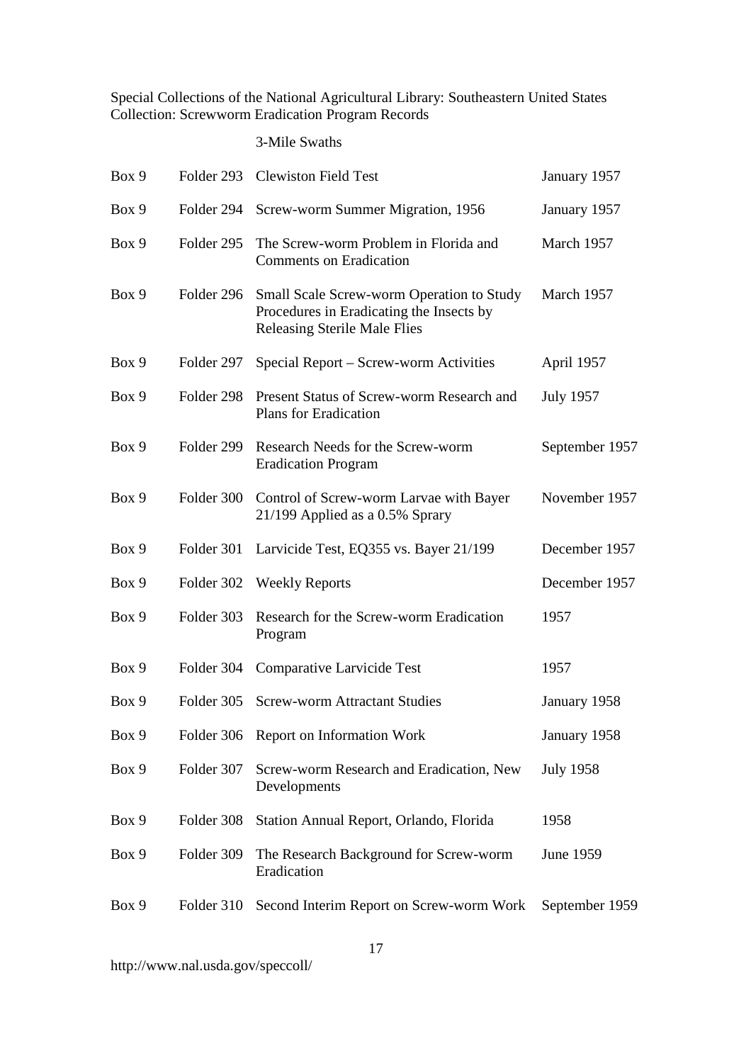Special Collections of the National Agricultural Library: Southeastern United States
Collection: Screwworm Eradication Program Records

3-Mile Swaths

| | | | |
|---|---|---|---|
| Box 9 | Folder 293 | Clewiston Field Test | January 1957 |
| Box 9 | Folder 294 | Screw-worm Summer Migration, 1956 | January 1957 |
| Box 9 | Folder 295 | The Screw-worm Problem in Florida and Comments on Eradication | March 1957 |
| Box 9 | Folder 296 | Small Scale Screw-worm Operation to Study Procedures in Eradicating the Insects by Releasing Sterile Male Flies | March 1957 |
| Box 9 | Folder 297 | Special Report – Screw-worm Activities | April 1957 |
| Box 9 | Folder 298 | Present Status of Screw-worm Research and Plans for Eradication | July 1957 |
| Box 9 | Folder 299 | Research Needs for the Screw-worm Eradication Program | September 1957 |
| Box 9 | Folder 300 | Control of Screw-worm Larvae with Bayer 21/199 Applied as a 0.5% Sprary | November 1957 |
| Box 9 | Folder 301 | Larvicide Test, EQ355 vs. Bayer 21/199 | December 1957 |
| Box 9 | Folder 302 | Weekly Reports | December 1957 |
| Box 9 | Folder 303 | Research for the Screw-worm Eradication Program | 1957 |
| Box 9 | Folder 304 | Comparative Larvicide Test | 1957 |
| Box 9 | Folder 305 | Screw-worm Attractant Studies | January 1958 |
| Box 9 | Folder 306 | Report on Information Work | January 1958 |
| Box 9 | Folder 307 | Screw-worm Research and Eradication, New Developments | July 1958 |
| Box 9 | Folder 308 | Station Annual Report, Orlando, Florida | 1958 |
| Box 9 | Folder 309 | The Research Background for Screw-worm Eradication | June 1959 |
| Box 9 | Folder 310 | Second Interim Report on Screw-worm Work | September 1959 |

http://www.nal.usda.gov/speccoll/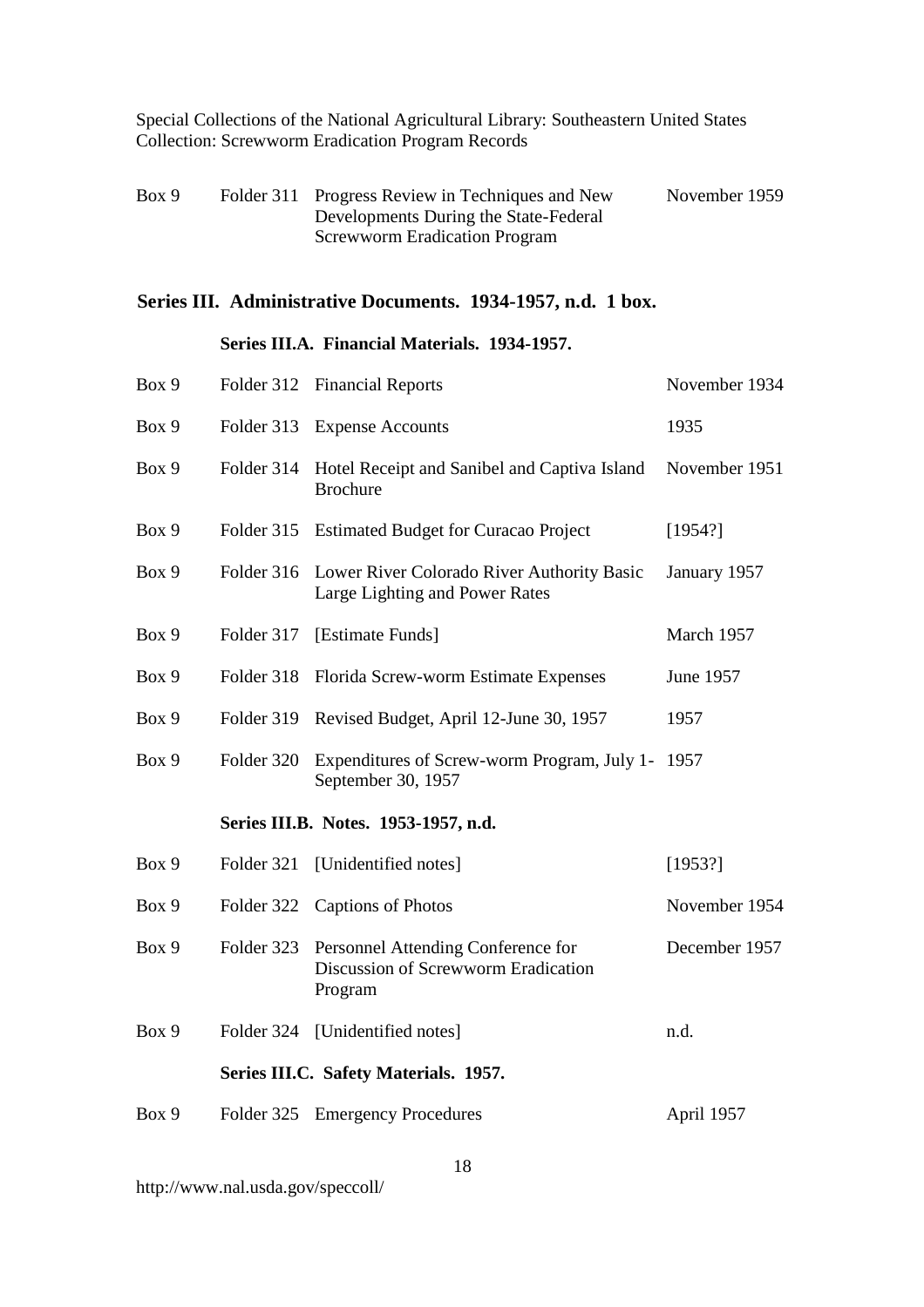| | | | |
|---|---|---|---|
| Box 9 | Folder 311 | Progress Review in Techniques and New Developments During the State-Federal Screwworm Eradication Program | November 1959 |

## Series III. Administrative Documents. 1934-1957, n.d. 1 box.

### Series III.A. Financial Materials. 1934-1957.

| | | | |
|---|---|---|---|
| Box 9 | Folder 312 | Financial Reports | November 1934 |
| Box 9 | Folder 313 | Expense Accounts | 1935 |
| Box 9 | Folder 314 | Hotel Receipt and Sanibel and Captiva Island Brochure | November 1951 |
| Box 9 | Folder 315 | Estimated Budget for Curacao Project | [1954?] |
| Box 9 | Folder 316 | Lower River Colorado River Authority Basic Large Lighting and Power Rates | January 1957 |
| Box 9 | Folder 317 | [Estimate Funds] | March 1957 |
| Box 9 | Folder 318 | Florida Screw-worm Estimate Expenses | June 1957 |
| Box 9 | Folder 319 | Revised Budget, April 12-June 30, 1957 | 1957 |
| Box 9 | Folder 320 | Expenditures of Screw-worm Program, July 1-September 30, 1957 | 1957 |

### Series III.B. Notes. 1953-1957, n.d.

| | | | |
|---|---|---|---|
| Box 9 | Folder 321 | [Unidentified notes] | [1953?] |
| Box 9 | Folder 322 | Captions of Photos | November 1954 |
| Box 9 | Folder 323 | Personnel Attending Conference for Discussion of Screwworm Eradication Program | December 1957 |
| Box 9 | Folder 324 | [Unidentified notes] | n.d. |

### Series III.C. Safety Materials. 1957.

| | | | |
|---|---|---|---|
| Box 9 | Folder 325 | Emergency Procedures | April 1957 |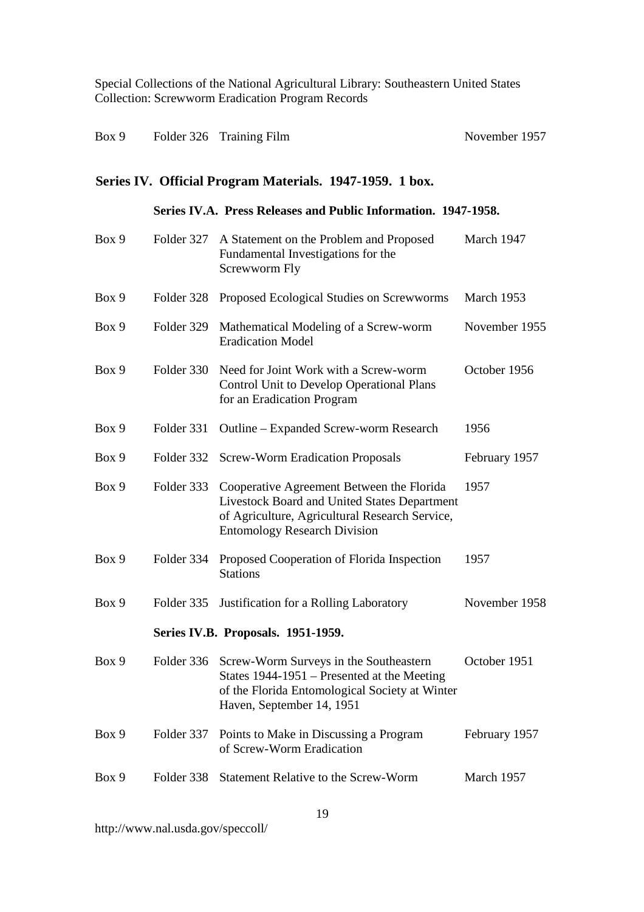| | | | |
|---|---|---|---|
| Box 9 | Folder 326 | Training Film | November 1957 |

## Series IV. Official Program Materials. 1947-1959. 1 box.

### Series IV.A. Press Releases and Public Information. 1947-1958.

| | | | |
|---|---|---|---|
| Box 9 | Folder 327 | A Statement on the Problem and Proposed Fundamental Investigations for the Screwworm Fly | March 1947 |
| Box 9 | Folder 328 | Proposed Ecological Studies on Screwworms | March 1953 |
| Box 9 | Folder 329 | Mathematical Modeling of a Screw-worm Eradication Model | November 1955 |
| Box 9 | Folder 330 | Need for Joint Work with a Screw-worm Control Unit to Develop Operational Plans for an Eradication Program | October 1956 |
| Box 9 | Folder 331 | Outline – Expanded Screw-worm Research | 1956 |
| Box 9 | Folder 332 | Screw-Worm Eradication Proposals | February 1957 |
| Box 9 | Folder 333 | Cooperative Agreement Between the Florida Livestock Board and United States Department of Agriculture, Agricultural Research Service, Entomology Research Division | 1957 |
| Box 9 | Folder 334 | Proposed Cooperation of Florida Inspection Stations | 1957 |
| Box 9 | Folder 335 | Justification for a Rolling Laboratory | November 1958 |

### Series IV.B. Proposals. 1951-1959.

| | | | |
|---|---|---|---|
| Box 9 | Folder 336 | Screw-Worm Surveys in the Southeastern States 1944-1951 – Presented at the Meeting of the Florida Entomological Society at Winter Haven, September 14, 1951 | October 1951 |
| Box 9 | Folder 337 | Points to Make in Discussing a Program of Screw-Worm Eradication | February 1957 |
| Box 9 | Folder 338 | Statement Relative to the Screw-Worm | March 1957 |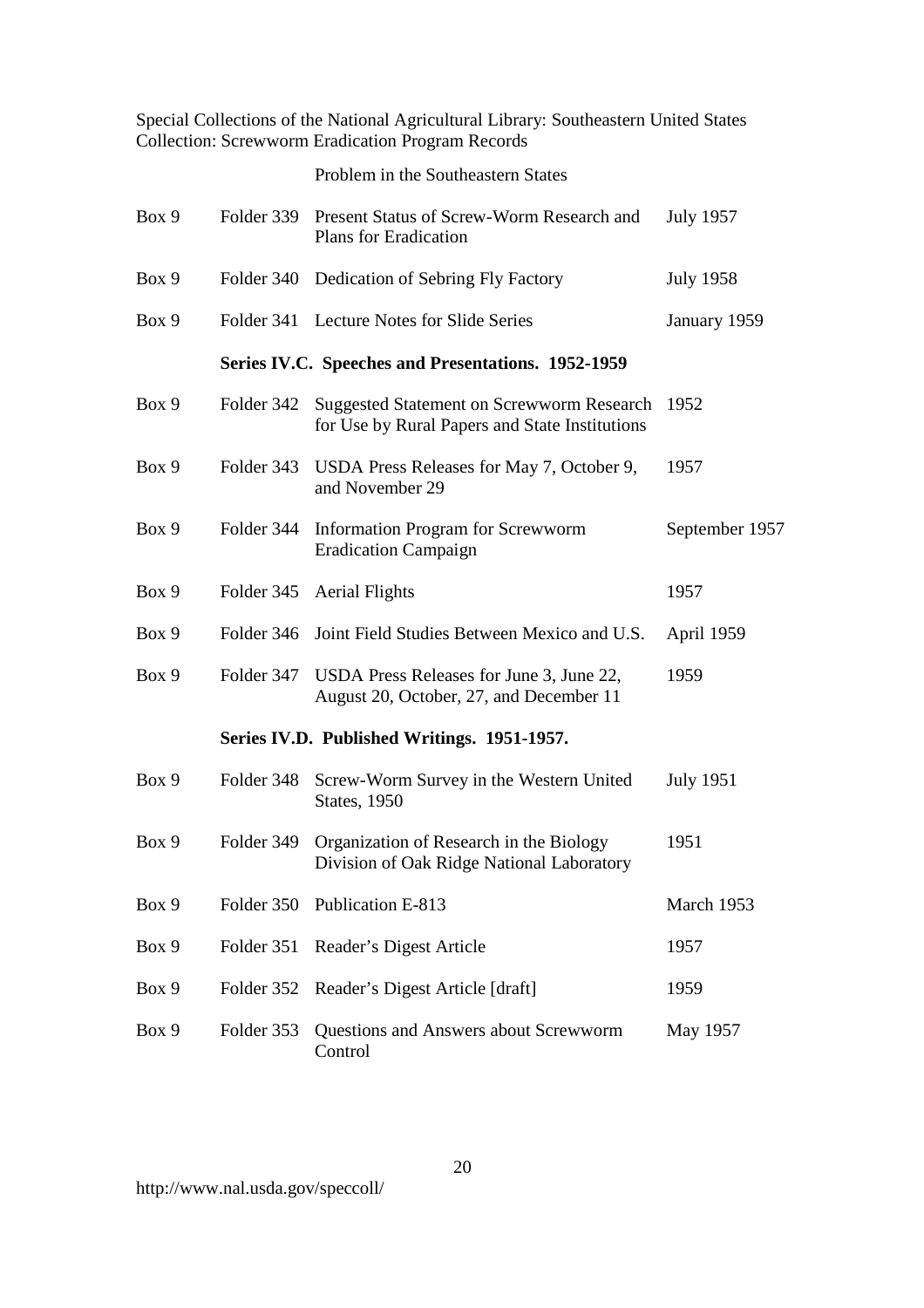Problem in the Southeastern States

| | | | |
|---|---|---|---|
| Box 9 | Folder 339 | Present Status of Screw-Worm Research and Plans for Eradication | July 1957 |
| Box 9 | Folder 340 | Dedication of Sebring Fly Factory | July 1958 |
| Box 9 | Folder 341 | Lecture Notes for Slide Series | January 1959 |

**Series IV.C. Speeches and Presentations. 1952-1959**

| | | | |
|---|---|---|---|
| Box 9 | Folder 342 | Suggested Statement on Screwworm Research for Use by Rural Papers and State Institutions | 1952 |
| Box 9 | Folder 343 | USDA Press Releases for May 7, October 9, and November 29 | 1957 |
| Box 9 | Folder 344 | Information Program for Screwworm Eradication Campaign | September 1957 |
| Box 9 | Folder 345 | Aerial Flights | 1957 |
| Box 9 | Folder 346 | Joint Field Studies Between Mexico and U.S. | April 1959 |
| Box 9 | Folder 347 | USDA Press Releases for June 3, June 22, August 20, October, 27, and December 11 | 1959 |

**Series IV.D. Published Writings. 1951-1957.**

| | | | |
|---|---|---|---|
| Box 9 | Folder 348 | Screw-Worm Survey in the Western United States, 1950 | July 1951 |
| Box 9 | Folder 349 | Organization of Research in the Biology Division of Oak Ridge National Laboratory | 1951 |
| Box 9 | Folder 350 | Publication E-813 | March 1953 |
| Box 9 | Folder 351 | Reader's Digest Article | 1957 |
| Box 9 | Folder 352 | Reader's Digest Article [draft] | 1959 |
| Box 9 | Folder 353 | Questions and Answers about Screwworm Control | May 1957 |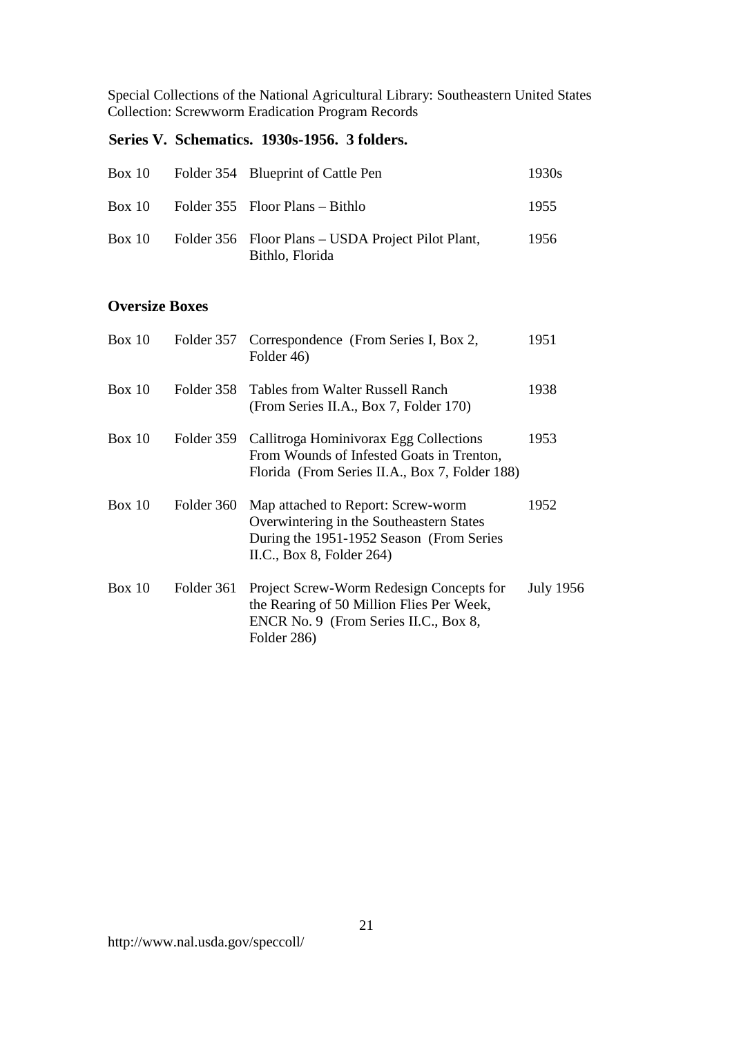## Series V. Schematics. 1930s-1956. 3 folders.

| | | | |
|---|---|---|---|
| Box 10 | Folder 354 | Blueprint of Cattle Pen | 1930s |
| Box 10 | Folder 355 | Floor Plans – Bithlo | 1955 |
| Box 10 | Folder 356 | Floor Plans – USDA Project Pilot Plant, Bithlo, Florida | 1956 |

## Oversize Boxes

| | | | |
|---|---|---|---|
| Box 10 | Folder 357 | Correspondence (From Series I, Box 2, Folder 46) | 1951 |
| Box 10 | Folder 358 | Tables from Walter Russell Ranch (From Series II.A., Box 7, Folder 170) | 1938 |
| Box 10 | Folder 359 | Callitroga Hominivorax Egg Collections From Wounds of Infested Goats in Trenton, Florida (From Series II.A., Box 7, Folder 188) | 1953 |
| Box 10 | Folder 360 | Map attached to Report: Screw-worm Overwintering in the Southeastern States During the 1951-1952 Season (From Series II.C., Box 8, Folder 264) | 1952 |
| Box 10 | Folder 361 | Project Screw-Worm Redesign Concepts for the Rearing of 50 Million Flies Per Week, ENCR No. 9 (From Series II.C., Box 8, Folder 286) | July 1956 |